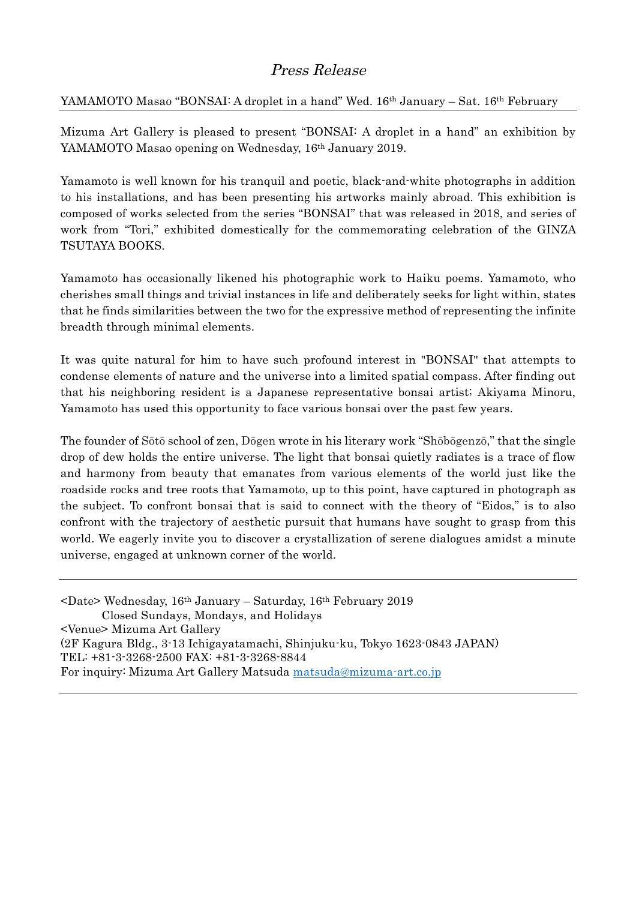# *Press Release*

YAMAMOTO Masao "BONSAI: A droplet in a hand" Wed. 16th January – Sat. 16th February

---

Mizuma Art Gallery is pleased to present "BONSAI: A droplet in a hand" an exhibition by YAMAMOTO Masao opening on Wednesday, 16th January 2019.

Yamamoto is well known for his tranquil and poetic, black-and-white photographs in addition to his installations, and has been presenting his artworks mainly abroad. This exhibition is composed of works selected from the series "BONSAI" that was released in 2018, and series of work from "Tori," exhibited domestically for the commemorating celebration of the GINZA TSUTAYA BOOKS.

Yamamoto has occasionally likened his photographic work to Haiku poems. Yamamoto, who cherishes small things and trivial instances in life and deliberately seeks for light within, states that he finds similarities between the two for the expressive method of representing the infinite breadth through minimal elements.

It was quite natural for him to have such profound interest in "BONSAI" that attempts to condense elements of nature and the universe into a limited spatial compass. After finding out that his neighboring resident is a Japanese representative bonsai artist; Akiyama Minoru, Yamamoto has used this opportunity to face various bonsai over the past few years.

The founder of Sōtō school of zen, Dōgen wrote in his literary work "Shōbōgenzō," that the single drop of dew holds the entire universe. The light that bonsai quietly radiates is a trace of flow and harmony from beauty that emanates from various elements of the world just like the roadside rocks and tree roots that Yamamoto, up to this point, have captured in photograph as the subject. To confront bonsai that is said to connect with the theory of "Eidos," is to also confront with the trajectory of aesthetic pursuit that humans have sought to grasp from this world. We eagerly invite you to discover a crystallization of serene dialogues amidst a minute universe, engaged at unknown corner of the world.

---

<Date> Wednesday, 16th January – Saturday, 16th February 2019
Closed Sundays, Mondays, and Holidays
<Venue> Mizuma Art Gallery
(2F Kagura Bldg., 3-13 Ichigayatamachi, Shinjuku-ku, Tokyo 1623-0843 JAPAN)
TEL: +81-3-3268-2500 FAX: +81-3-3268-8844
For inquiry: Mizuma Art Gallery Matsuda matsuda@mizuma-art.co.jp

---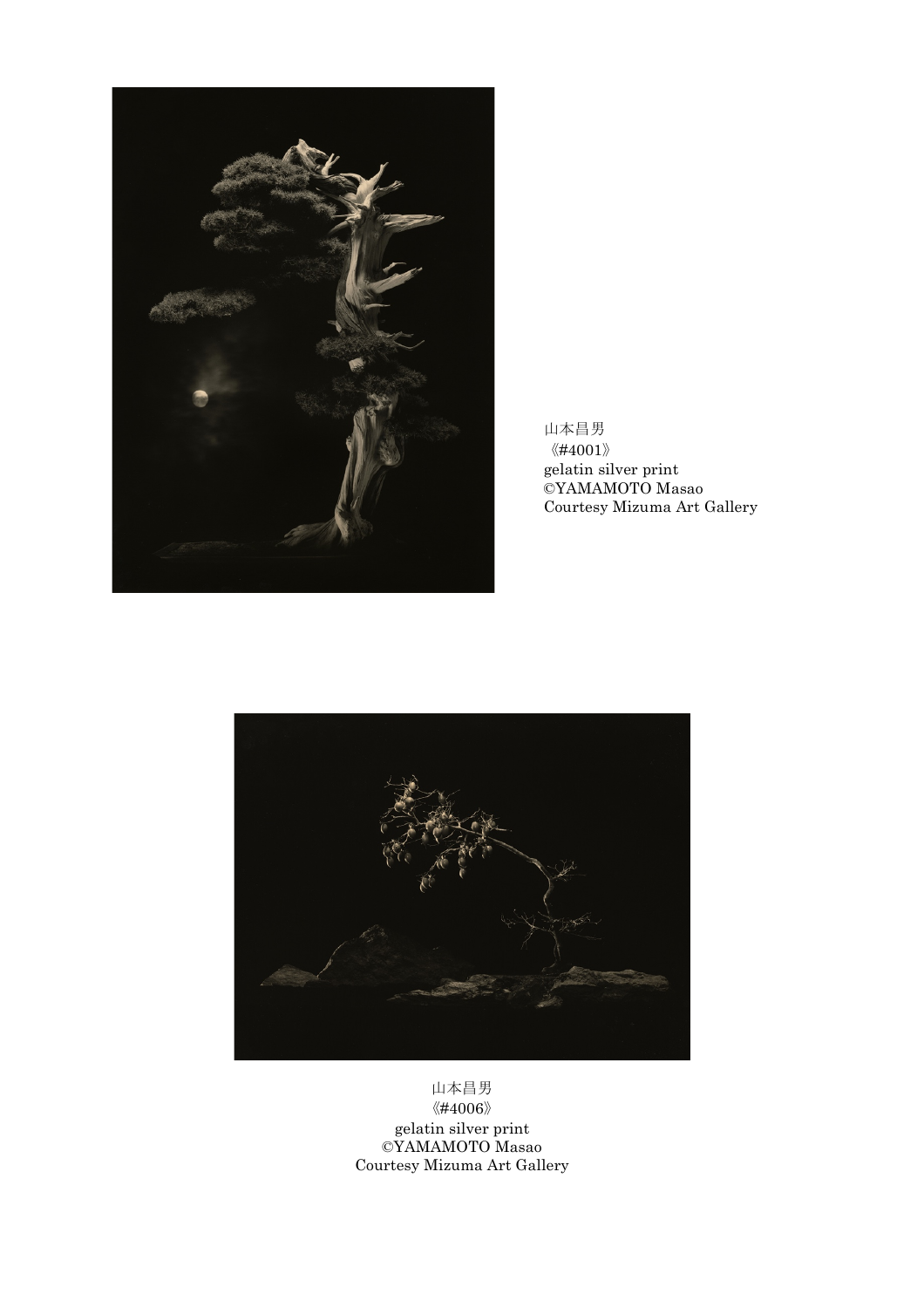山本昌男
《#4001》
gelatin silver print
©YAMAMOTO Masao
Courtesy Mizuma Art Gallery

山本昌男
《#4006》
gelatin silver print
©YAMAMOTO Masao
Courtesy Mizuma Art Gallery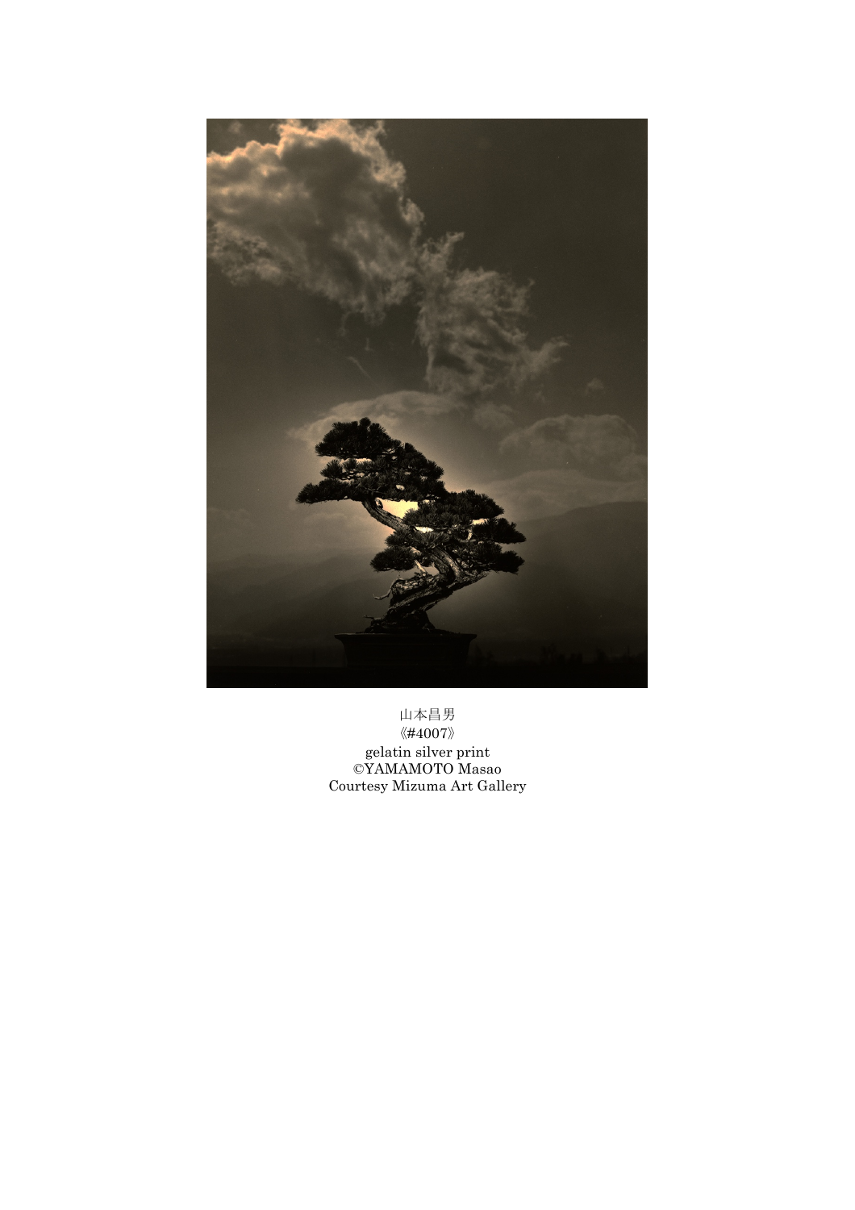山本昌男

《#4007》

gelatin silver print

©YAMAMOTO Masao

Courtesy Mizuma Art Gallery